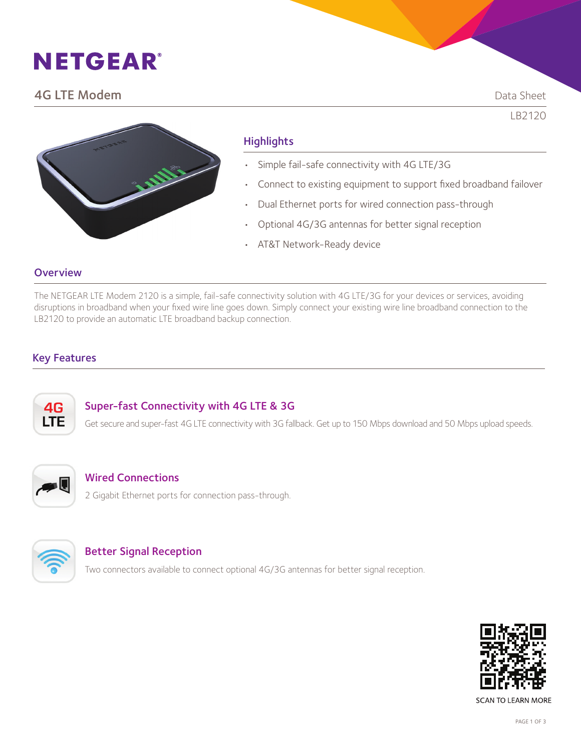# NETGEAR®

## 4G LTE Modem

Data Sheet

LB2120

### Highlights

- Simple fail-safe connectivity with 4G LTE/3G
- Connect to existing equipment to support fixed broadband failover
- Dual Ethernet ports for wired connection pass-through
- Optional 4G/3G antennas for better signal reception
- AT&T Network-Ready device

### Overview

The NETGEAR LTE Modem 2120 is a simple, fail-safe connectivity solution with 4G LTE/3G for your devices or services, avoiding disruptions in broadband when your fixed wire line goes down. Simply connect your existing wire line broadband connection to the LB2120 to provide an automatic LTE broadband backup connection.

### Key Features

#### Super-fast Connectivity with 4G LTE & 3G

Get secure and super-fast 4G LTE connectivity with 3G fallback. Get up to 150 Mbps download and 50 Mbps upload speeds.

#### Wired Connections

2 Gigabit Ethernet ports for connection pass-through.

#### Better Signal Reception

Two connectors available to connect optional 4G/3G antennas for better signal reception.

SCAN TO LEARN MORE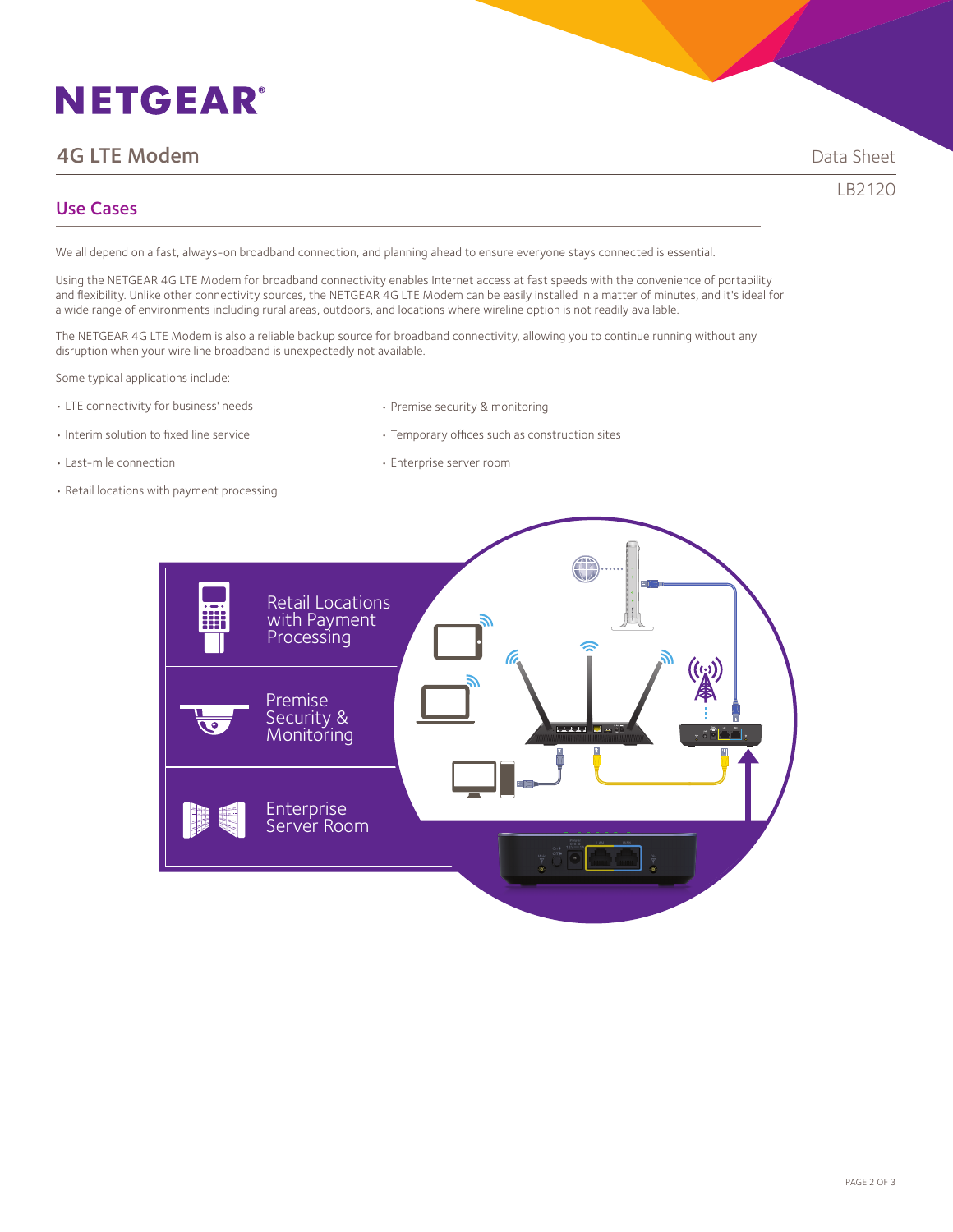# NETGEAR

## 4G LTE Modem

Data Sheet

LB2120

## Use Cases

We all depend on a fast, always-on broadband connection, and planning ahead to ensure everyone stays connected is essential.

Using the NETGEAR 4G LTE Modem for broadband connectivity enables Internet access at fast speeds with the convenience of portability and flexibility. Unlike other connectivity sources, the NETGEAR 4G LTE Modem can be easily installed in a matter of minutes, and it's ideal for a wide range of environments including rural areas, outdoors, and locations where wireline option is not readily available.

The NETGEAR 4G LTE Modem is also a reliable backup source for broadband connectivity, allowing you to continue running without any disruption when your wire line broadband is unexpectedly not available.

Some typical applications include:

- LTE connectivity for business' needs
- Interim solution to fixed line service
- Last-mile connection
- Retail locations with payment processing
- Premise security & monitoring
- Temporary offices such as construction sites
- Enterprise server room

Retail Locations with Payment Processing

Premise Security & Monitoring

Enterprise Server Room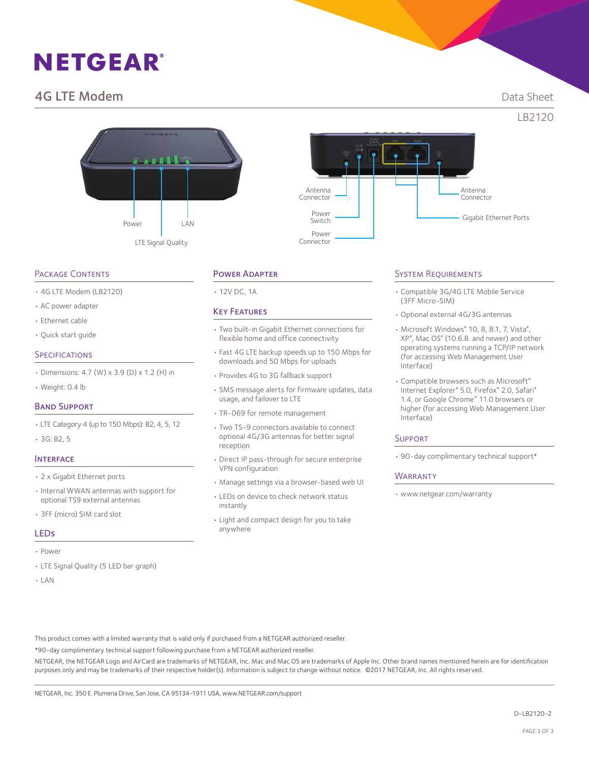# NETGEAR®

## 4G LTE Modem

Data Sheet

LB2120

Power

LAN

LTE Signal Quality

Antenna Connector

Power Switch

Power Connector

Antenna Connector

Gigabit Ethernet Ports

### Package Contents

- 4G LTE Modem (LB2120)
- AC power adapter
- Ethernet cable
- Quick start guide

### Specifications

- Dimensions: 4.7 (W) x 3.9 (D) x 1.2 (H) in
- Weight: 0.4 lb

### Band Support

- LTE Category 4 (up to 150 Mbps): B2, 4, 5, 12
- 3G: B2, 5

### Interface

- 2 x Gigabit Ethernet ports
- Internal WWAN antennas with support for optional TS9 external antennas
- 3FF (micro) SIM card slot

### LEDs

- Power
- LTE Signal Quality (5 LED bar graph)
- LAN

### Power Adapter

- 12V DC, 1A

### Key Features

- Two built-in Gigabit Ethernet connections for flexible home and office connectivity
- Fast 4G LTE backup speeds up to 150 Mbps for downloads and 50 Mbps for uploads
- Provides 4G to 3G fallback support
- SMS message alerts for firmware updates, data usage, and failover to LTE
- TR-069 for remote management
- Two TS-9 connectors available to connect optional 4G/3G antennas for better signal reception
- Direct IP pass-through for secure enterprise VPN configuration
- Manage settings via a browser-based web UI
- LEDs on device to check network status instantly
- Light and compact design for you to take anywhere

### System Requirements

- Compatible 3G/4G LTE Mobile Service (3FF Micro-SIM)
- Optional external 4G/3G antennas
- Microsoft Windows® 10, 8, 8.1, 7, Vista®, XP®, Mac OS® (10.6.8. and newer) and other operating systems running a TCP/IP network (for accessing Web Management User Interface)
- Compatible browsers such as Microsoft® Internet Explorer® 5.0, Firefox® 2.0, Safari® 1.4, or Google Chrome™ 11.0 browsers or higher (for accessing Web Management User Interface)

### Support

- 90-day complimentary technical support*

### Warranty

- www.netgear.com/warranty

This product comes with a limited warranty that is valid only if purchased from a NETGEAR authorized reseller.

*90-day complimentary technical support following purchase from a NETGEAR authorized reseller.

NETGEAR, the NETGEAR Logo and AirCard are trademarks of NETGEAR, Inc. Mac and Mac OS are trademarks of Apple Inc. Other brand names mentioned herein are for identification purposes only and may be trademarks of their respective holder(s). Information is subject to change without notice. ©2017 NETGEAR, Inc. All rights reserved.

NETGEAR, Inc. 350 E. Plumeria Drive, San Jose, CA 95134-1911 USA, www.NETGEAR.com/support

D-LB2120-2